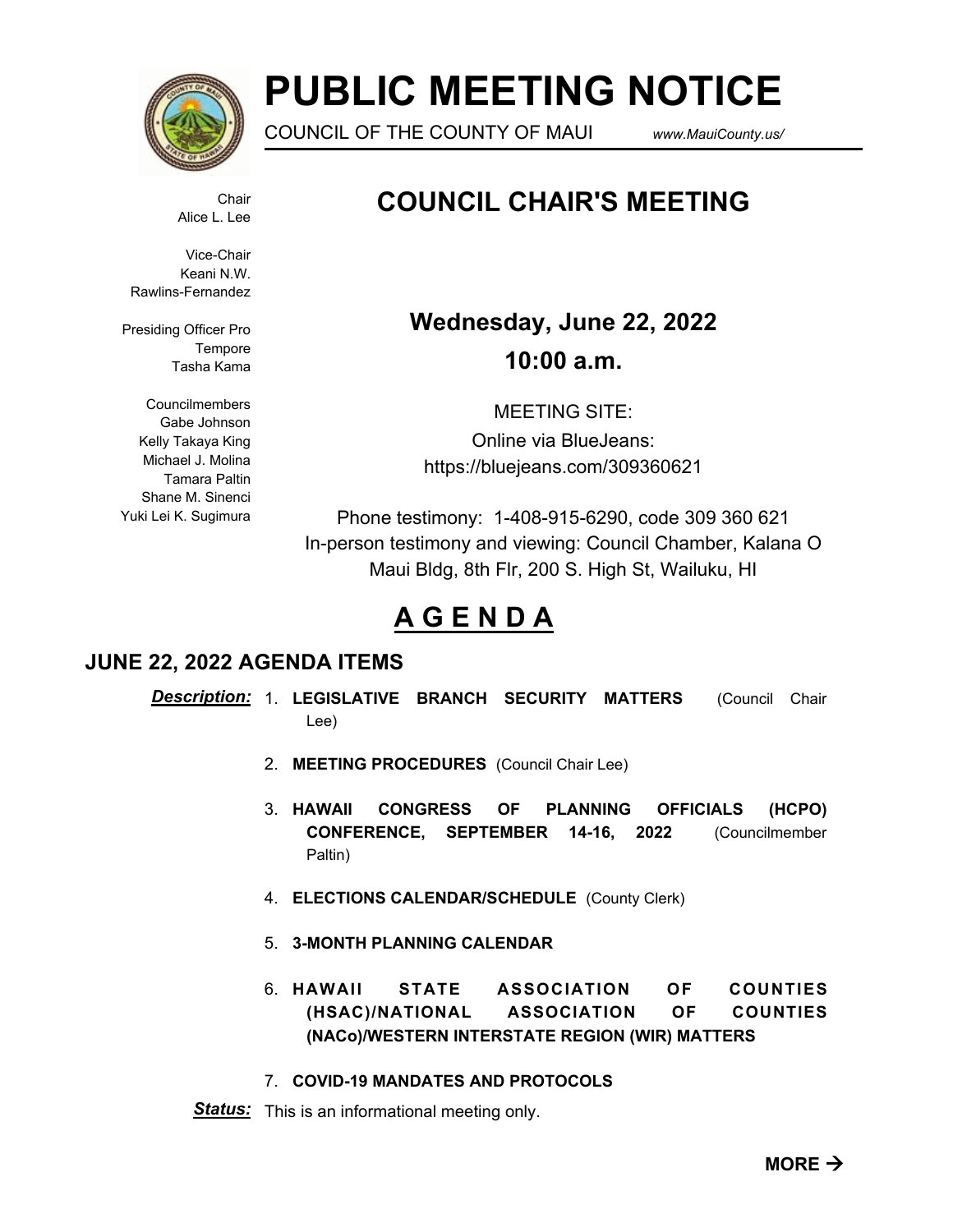# PUBLIC MEETING NOTICE

COUNCIL OF THE COUNTY OF MAUI www.MauiCounty.us/

Chair
Alice L. Lee

Vice-Chair
Keani N.W. Rawlins-Fernandez

Presiding Officer Pro Tempore
Tasha Kama

Councilmembers
Gabe Johnson
Kelly Takaya King
Michael J. Molina
Tamara Paltin
Shane M. Sinenci
Yuki Lei K. Sugimura

## COUNCIL CHAIR'S MEETING

**Wednesday, June 22, 2022**

**10:00 a.m.**

MEETING SITE:
Online via BlueJeans:
https://bluejeans.com/309360621

Phone testimony: 1-408-915-6290, code 309 360 621
In-person testimony and viewing: Council Chamber, Kalana O Maui Bldg, 8th Flr, 200 S. High St, Wailuku, HI

## A G E N D A

### JUNE 22, 2022 AGENDA ITEMS

***Description:***

1. **LEGISLATIVE BRANCH SECURITY MATTERS** (Council Chair Lee)
2. **MEETING PROCEDURES** (Council Chair Lee)
3. **HAWAII CONGRESS OF PLANNING OFFICIALS (HCPO) CONFERENCE, SEPTEMBER 14-16, 2022** (Councilmember Paltin)
4. **ELECTIONS CALENDAR/SCHEDULE** (County Clerk)
5. **3-MONTH PLANNING CALENDAR**
6. **HAWAII STATE ASSOCIATION OF COUNTIES (HSAC)/NATIONAL ASSOCIATION OF COUNTIES (NACo)/WESTERN INTERSTATE REGION (WIR) MATTERS**
7. **COVID-19 MANDATES AND PROTOCOLS**

***Status:*** This is an informational meeting only.

**MORE →**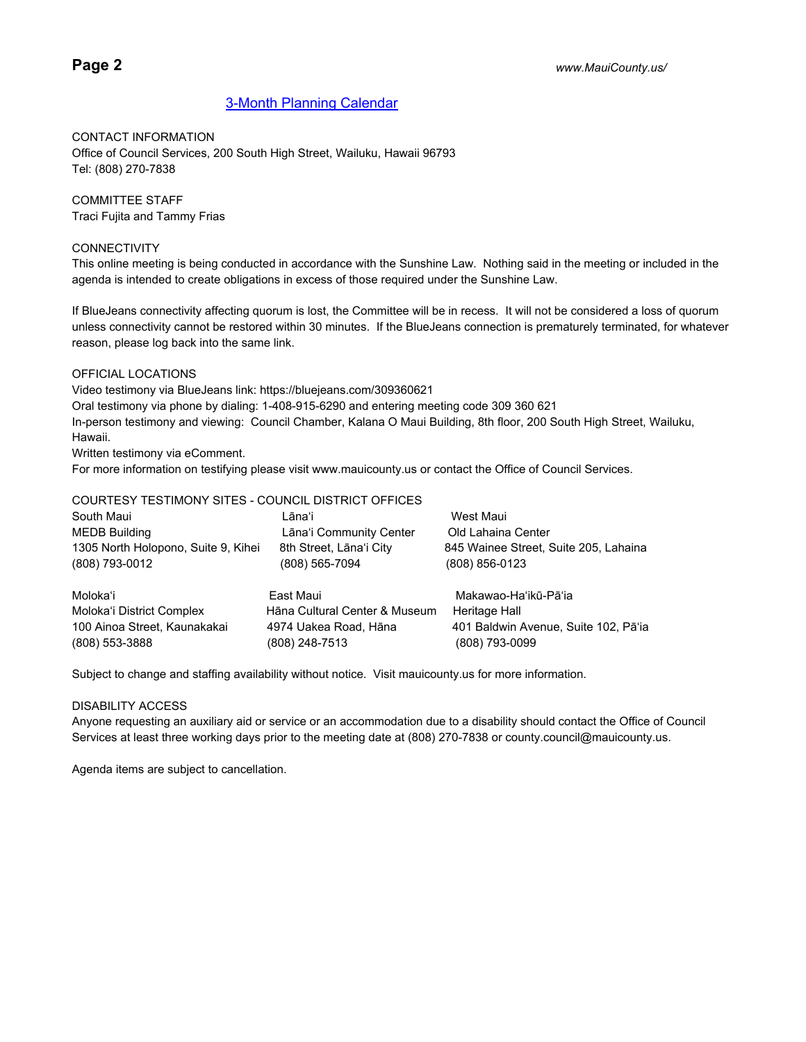[3-Month Planning Calendar]

CONTACT INFORMATION
Office of Council Services, 200 South High Street, Wailuku, Hawaii 96793
Tel: (808) 270-7838

COMMITTEE STAFF
Traci Fujita and Tammy Frias

CONNECTIVITY
This online meeting is being conducted in accordance with the Sunshine Law. Nothing said in the meeting or included in the agenda is intended to create obligations in excess of those required under the Sunshine Law.

If BlueJeans connectivity affecting quorum is lost, the Committee will be in recess. It will not be considered a loss of quorum unless connectivity cannot be restored within 30 minutes. If the BlueJeans connection is prematurely terminated, for whatever reason, please log back into the same link.

OFFICIAL LOCATIONS
Video testimony via BlueJeans link: https://bluejeans.com/309360621
Oral testimony via phone by dialing: 1-408-915-6290 and entering meeting code 309 360 621
In-person testimony and viewing: Council Chamber, Kalana O Maui Building, 8th floor, 200 South High Street, Wailuku, Hawaii.
Written testimony via eComment.
For more information on testifying please visit www.mauicounty.us or contact the Office of Council Services.

COURTESY TESTIMONY SITES - COUNCIL DISTRICT OFFICES

| | | |
|---|---|---|
| South Maui | Lānaʻi | West Maui |
| MEDB Building | Lānaʻi Community Center | Old Lahaina Center |
| 1305 North Holopono, Suite 9, Kihei | 8th Street, Lānaʻi City | 845 Wainee Street, Suite 205, Lahaina |
| (808) 793-0012 | (808) 565-7094 | (808) 856-0123 |
| Molokaʻi | East Maui | Makawao-Haʻikū-Pāʻia |
| Molokaʻi District Complex | Hāna Cultural Center & Museum | Heritage Hall |
| 100 Ainoa Street, Kaunakakai | 4974 Uakea Road, Hāna | 401 Baldwin Avenue, Suite 102, Pāʻia |
| (808) 553-3888 | (808) 248-7513 | (808) 793-0099 |

Subject to change and staffing availability without notice. Visit mauicounty.us for more information.

DISABILITY ACCESS
Anyone requesting an auxiliary aid or service or an accommodation due to a disability should contact the Office of Council Services at least three working days prior to the meeting date at (808) 270-7838 or county.council@mauicounty.us.

Agenda items are subject to cancellation.